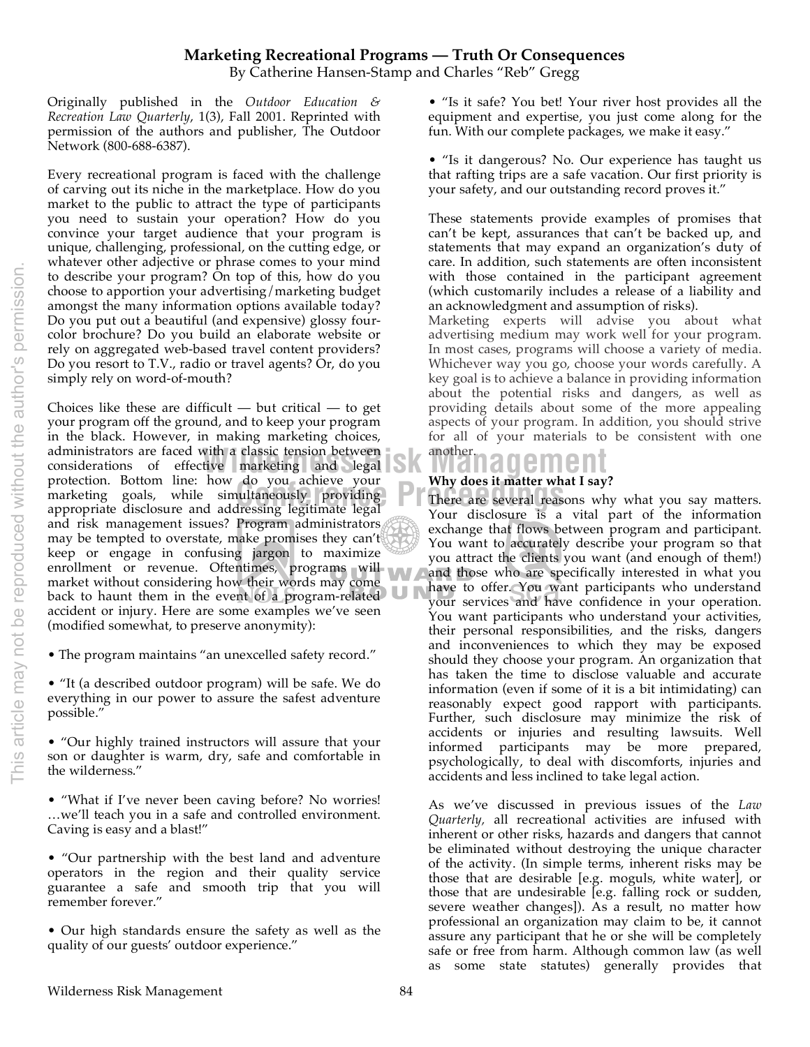## Marketing Recreational Programs — Truth Or Consequences

By Catherine Hansen-Stamp and Charles "Reb" Gregg

Originally published in the *Outdoor Education & Recreation Law Quarterly*, 1(3), Fall 2001. Reprinted with permission of the authors and publisher, The Outdoor Network (800-688-6387).

Every recreational program is faced with the challenge of carving out its niche in the marketplace. How do you market to the public to attract the type of participants you need to sustain your operation? How do you convince your target audience that your program is unique, challenging, professional, on the cutting edge, or whatever other adjective or phrase comes to your mind to describe your program? On top of this, how do you choose to apportion your advertising/marketing budget amongst the many information options available today? Do you put out a beautiful (and expensive) glossy four-color brochure? Do you build an elaborate website or rely on aggregated web-based travel content providers? Do you resort to T.V., radio or travel agents? Or, do you simply rely on word-of-mouth?

Choices like these are difficult — but critical — to get your program off the ground, and to keep your program in the black. However, in making marketing choices, administrators are faced with a classic tension between considerations of effective marketing and legal protection. Bottom line: how do you achieve your marketing goals, while simultaneously providing appropriate disclosure and addressing legitimate legal and risk management issues? Program administrators may be tempted to overstate, make promises they can't keep or engage in confusing jargon to maximize enrollment or revenue. Oftentimes, programs will market without considering how their words may come back to haunt them in the event of a program-related accident or injury. Here are some examples we've seen (modified somewhat, to preserve anonymity):

- The program maintains "an unexcelled safety record."
- "It (a described outdoor program) will be safe. We do everything in our power to assure the safest adventure possible."
- "Our highly trained instructors will assure that your son or daughter is warm, dry, safe and comfortable in the wilderness."
- "What if I've never been caving before? No worries! …we'll teach you in a safe and controlled environment. Caving is easy and a blast!"
- "Our partnership with the best land and adventure operators in the region and their quality service guarantee a safe and smooth trip that you will remember forever."
- Our high standards ensure the safety as well as the quality of our guests' outdoor experience."
- "Is it safe? You bet! Your river host provides all the equipment and expertise, you just come along for the fun. With our complete packages, we make it easy."
- "Is it dangerous? No. Our experience has taught us that rafting trips are a safe vacation. Our first priority is your safety, and our outstanding record proves it."

These statements provide examples of promises that can't be kept, assurances that can't be backed up, and statements that may expand an organization's duty of care. In addition, such statements are often inconsistent with those contained in the participant agreement (which customarily includes a release of a liability and an acknowledgment and assumption of risks).
Marketing experts will advise you about what advertising medium may work well for your program. In most cases, programs will choose a variety of media. Whichever way you go, choose your words carefully. A key goal is to achieve a balance in providing information about the potential risks and dangers, as well as providing details about some of the more appealing aspects of your program. In addition, you should strive for all of your materials to be consistent with one another.

**Why does it matter what I say?**

There are several reasons why what you say matters. Your disclosure is a vital part of the information exchange that flows between program and participant. You want to accurately describe your program so that you attract the clients you want (and enough of them!) and those who are specifically interested in what you have to offer. You want participants who understand your services and have confidence in your operation. You want participants who understand your activities, their personal responsibilities, and the risks, dangers and inconveniences to which they may be exposed should they choose your program. An organization that has taken the time to disclose valuable and accurate information (even if some of it is a bit intimidating) can reasonably expect good rapport with participants. Further, such disclosure may minimize the risk of accidents or injuries and resulting lawsuits. Well informed participants may be more prepared, psychologically, to deal with discomforts, injuries and accidents and less inclined to take legal action.

As we've discussed in previous issues of the *Law Quarterly,* all recreational activities are infused with inherent or other risks, hazards and dangers that cannot be eliminated without destroying the unique character of the activity. (In simple terms, inherent risks may be those that are desirable [e.g. moguls, white water], or those that are undesirable [e.g. falling rock or sudden, severe weather changes]). As a result, no matter how professional an organization may claim to be, it cannot assure any participant that he or she will be completely safe or free from harm. Although common law (as well as some state statutes) generally provides that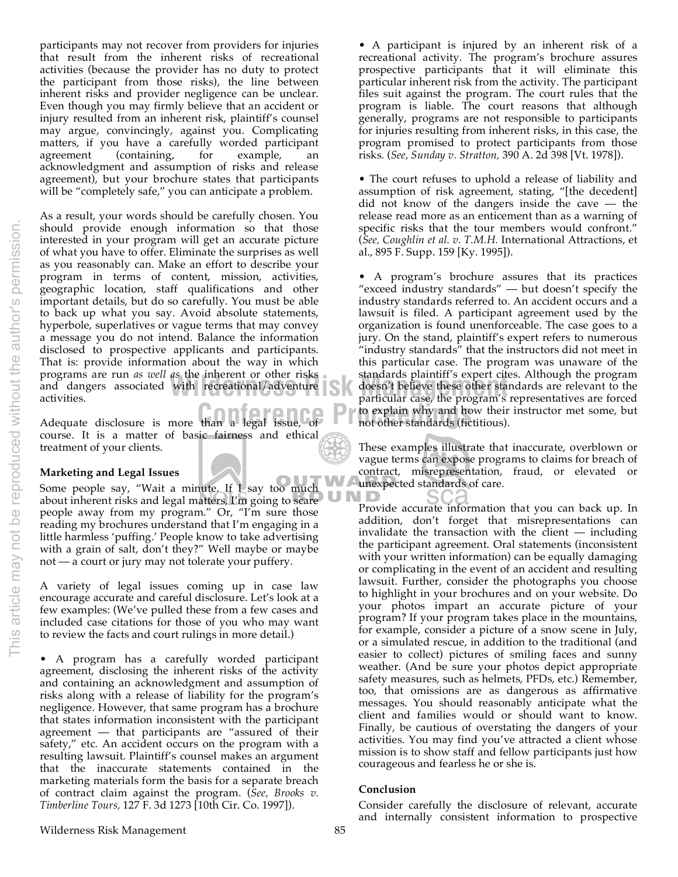participants may not recover from providers for injuries that result from the inherent risks of recreational activities (because the provider has no duty to protect the participant from those risks), the line between inherent risks and provider negligence can be unclear. Even though you may firmly believe that an accident or injury resulted from an inherent risk, plaintiff's counsel may argue, convincingly, against you. Complicating matters, if you have a carefully worded participant agreement (containing, for example, an acknowledgment and assumption of risks and release agreement), but your brochure states that participants will be "completely safe," you can anticipate a problem.

As a result, your words should be carefully chosen. You should provide enough information so that those interested in your program will get an accurate picture of what you have to offer. Eliminate the surprises as well as you reasonably can. Make an effort to describe your program in terms of content, mission, activities, geographic location, staff qualifications and other important details, but do so carefully. You must be able to back up what you say. Avoid absolute statements, hyperbole, superlatives or vague terms that may convey a message you do not intend. Balance the information disclosed to prospective applicants and participants. That is: provide information about the way in which programs are run *as well as* the inherent or other risks and dangers associated with recreational/adventure activities.

Adequate disclosure is more than a legal issue, of course. It is a matter of basic fairness and ethical treatment of your clients.

**Marketing and Legal Issues**

Some people say, "Wait a minute. If I say too much about inherent risks and legal matters, I'm going to scare people away from my program." Or, "I'm sure those reading my brochures understand that I'm engaging in a little harmless 'puffing.' People know to take advertising with a grain of salt, don't they?" Well maybe or maybe not — a court or jury may not tolerate your puffery.

A variety of legal issues coming up in case law encourage accurate and careful disclosure. Let's look at a few examples: (We've pulled these from a few cases and included case citations for those of you who may want to review the facts and court rulings in more detail.)

- A program has a carefully worded participant agreement, disclosing the inherent risks of the activity and containing an acknowledgment and assumption of risks along with a release of liability for the program's negligence. However, that same program has a brochure that states information inconsistent with the participant agreement — that participants are "assured of their safety," etc. An accident occurs on the program with a resulting lawsuit. Plaintiff's counsel makes an argument that the inaccurate statements contained in the marketing materials form the basis for a separate breach of contract claim against the program. (*See, Brooks v. Timberline Tours,* 127 F. 3d 1273 [10th Cir. Co. 1997]).

- A participant is injured by an inherent risk of a recreational activity. The program's brochure assures prospective participants that it will eliminate this particular inherent risk from the activity. The participant files suit against the program. The court rules that the program is liable. The court reasons that although generally, programs are not responsible to participants for injuries resulting from inherent risks, in this case, the program promised to protect participants from those risks. (*See, Sunday v. Stratton,* 390 A. 2d 398 [Vt. 1978]).

- The court refuses to uphold a release of liability and assumption of risk agreement, stating, "[the decedent] did not know of the dangers inside the cave — the release read more as an enticement than as a warning of specific risks that the tour members would confront." (*See, Coughlin et al. v. T.M.H.* International Attractions, et al., 895 F. Supp. 159 [Ky. 1995]).

- A program's brochure assures that its practices "exceed industry standards" — but doesn't specify the industry standards referred to. An accident occurs and a lawsuit is filed. A participant agreement used by the organization is found unenforceable. The case goes to a jury. On the stand, plaintiff's expert refers to numerous "industry standards" that the instructors did not meet in this particular case. The program was unaware of the standards plaintiff's expert cites. Although the program doesn't believe these other standards are relevant to the particular case, the program's representatives are forced to explain why and how their instructor met some, but not other standards (fictitious).

These examples illustrate that inaccurate, overblown or vague terms can expose programs to claims for breach of contract, misrepresentation, fraud, or elevated or unexpected standards of care.

Provide accurate information that you can back up. In addition, don't forget that misrepresentations can invalidate the transaction with the client — including the participant agreement. Oral statements (inconsistent with your written information) can be equally damaging or complicating in the event of an accident and resulting lawsuit. Further, consider the photographs you choose to highlight in your brochures and on your website. Do your photos impart an accurate picture of your program? If your program takes place in the mountains, for example, consider a picture of a snow scene in July, or a simulated rescue, in addition to the traditional (and easier to collect) pictures of smiling faces and sunny weather. (And be sure your photos depict appropriate safety measures, such as helmets, PFDs, etc.) Remember, too, that omissions are as dangerous as affirmative messages. You should reasonably anticipate what the client and families would or should want to know. Finally, be cautious of overstating the dangers of your activities. You may find you've attracted a client whose mission is to show staff and fellow participants just how courageous and fearless he or she is.

**Conclusion**

Consider carefully the disclosure of relevant, accurate and internally consistent information to prospective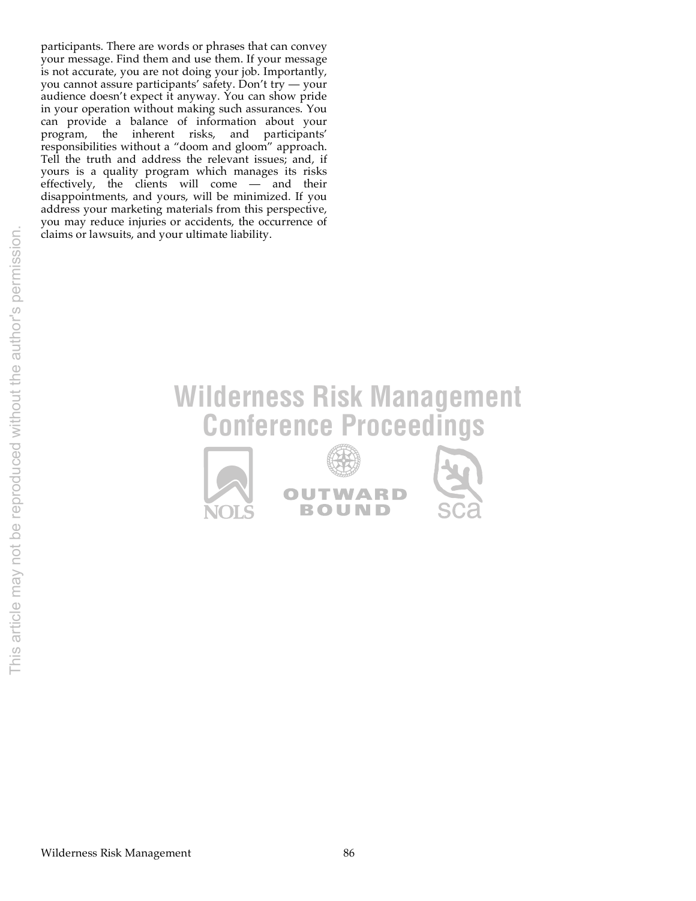participants. There are words or phrases that can convey your message. Find them and use them. If your message is not accurate, you are not doing your job. Importantly, you cannot assure participants' safety. Don't try — your audience doesn't expect it anyway. You can show pride in your operation without making such assurances. You can provide a balance of information about your program, the inherent risks, and participants' responsibilities without a "doom and gloom" approach. Tell the truth and address the relevant issues; and, if yours is a quality program which manages its risks effectively, the clients will come — and their disappointments, and yours, will be minimized. If you address your marketing materials from this perspective, you may reduce injuries or accidents, the occurrence of claims or lawsuits, and your ultimate liability.